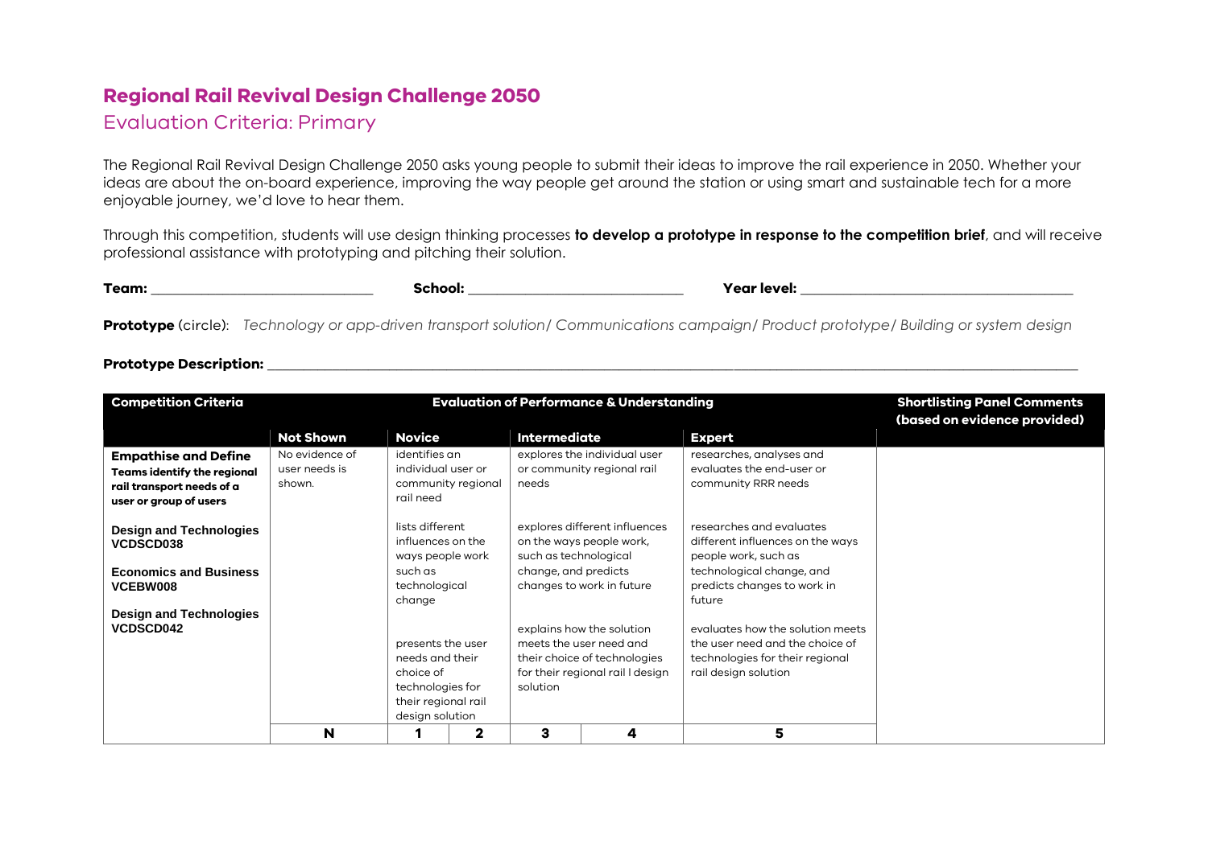# Regional Rail Revival Design Challenge 2050

## Evaluation Criteria: Primary

The Regional Rail Revival Design Challenge 2050 asks young people to submit their ideas to improve the rail experience in 2050. Whether your ideas are about the on-board experience, improving the way people get around the station or using smart and sustainable tech for a more enjoyable journey, we'd love to hear them.

Through this competition, students will use design thinking processes **to develop a prototype in response to the competition brief**, and will receive professional assistance with prototyping and pitching their solution.

**Team:** ______________________________ **School:** ______________________________ **Year level:** ______________________________

**Prototype** (circle): *Technology or app-driven transport solution/ Communications campaign/ Product prototype/ Building or system design*

**Prototype Description:** ______________________________________________________________________________

| Competition Criteria | Evaluation of Performance & Understanding | | | | | | Shortlisting Panel Comments (based on evidence provided) |
|---|---|---|---|---|---|---|---|
| | Not Shown | Novice | | Intermediate | | Expert | |
| **Empathise and Define**<br>**Teams identify the regional rail transport needs of a user or group of users**<br><br>**Design and Technologies VCDSCD038**<br><br>**Economics and Business VCEBW008**<br><br>**Design and Technologies VCDSCD042** | No evidence of user needs is shown. | identifies an individual user or community regional rail need<br><br>lists different influences on the ways people work such as technological change<br><br>presents the user needs and their choice of technologies for their regional rail design solution | | explores the individual user or community regional rail needs<br><br>explores different influences on the ways people work, such as technological change, and predicts changes to work in future<br><br>explains how the solution meets the user need and their choice of technologies for their regional rail design solution | | researches, analyses and evaluates the end-user or community RRR needs<br><br>researches and evaluates different influences on the ways people work, such as technological change, and predicts changes to work in future<br><br>evaluates how the solution meets the user need and the choice of technologies for their regional rail design solution | |
| | **N** | **1** | **2** | **3** | **4** | **5** | |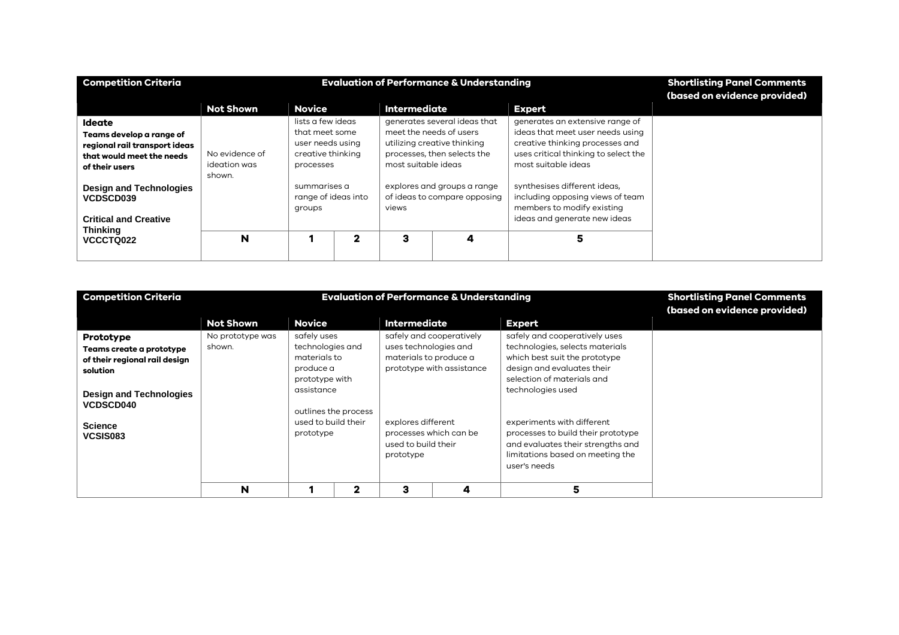| Competition Criteria | Evaluation of Performance & Understanding | | | | | | Shortlisting Panel Comments (based on evidence provided) |
|---|---|---|---|---|---|---|---|
| | Not Shown | Novice | | Intermediate | | Expert | |
| **Ideate** **Teams develop a range of regional rail transport ideas that would meet the needs of their users** **Design and Technologies VCDSCD039** **Critical and Creative Thinking VCCCTQ022** | No evidence of ideation was shown. | lists a few ideas that meet some user needs using creative thinking processes summarises a range of ideas into groups | | generates several ideas that meet the needs of users utilizing creative thinking processes, then selects the most suitable ideas explores and groups a range of ideas to compare opposing views | | generates an extensive range of ideas that meet user needs using creative thinking processes and uses critical thinking to select the most suitable ideas synthesises different ideas, including opposing views of team members to modify existing ideas and generate new ideas | |
| | **N** | **1** | **2** | **3** | **4** | **5** | |

| Competition Criteria | Evaluation of Performance & Understanding | | | | | | Shortlisting Panel Comments (based on evidence provided) |
|---|---|---|---|---|---|---|---|
| | Not Shown | Novice | | Intermediate | | Expert | |
| **Prototype** **Teams create a prototype of their regional rail design solution** **Design and Technologies VCDSCD040** **Science VCSIS083** | No prototype was shown. | safely uses technologies and materials to produce a prototype with assistance outlines the process used to build their prototype | | safely and cooperatively uses technologies and materials to produce a prototype with assistance explores different processes which can be used to build their prototype | | safely and cooperatively uses technologies, selects materials which best suit the prototype design and evaluates their selection of materials and technologies used experiments with different processes to build their prototype and evaluates their strengths and limitations based on meeting the user's needs | |
| | **N** | **1** | **2** | **3** | **4** | **5** | |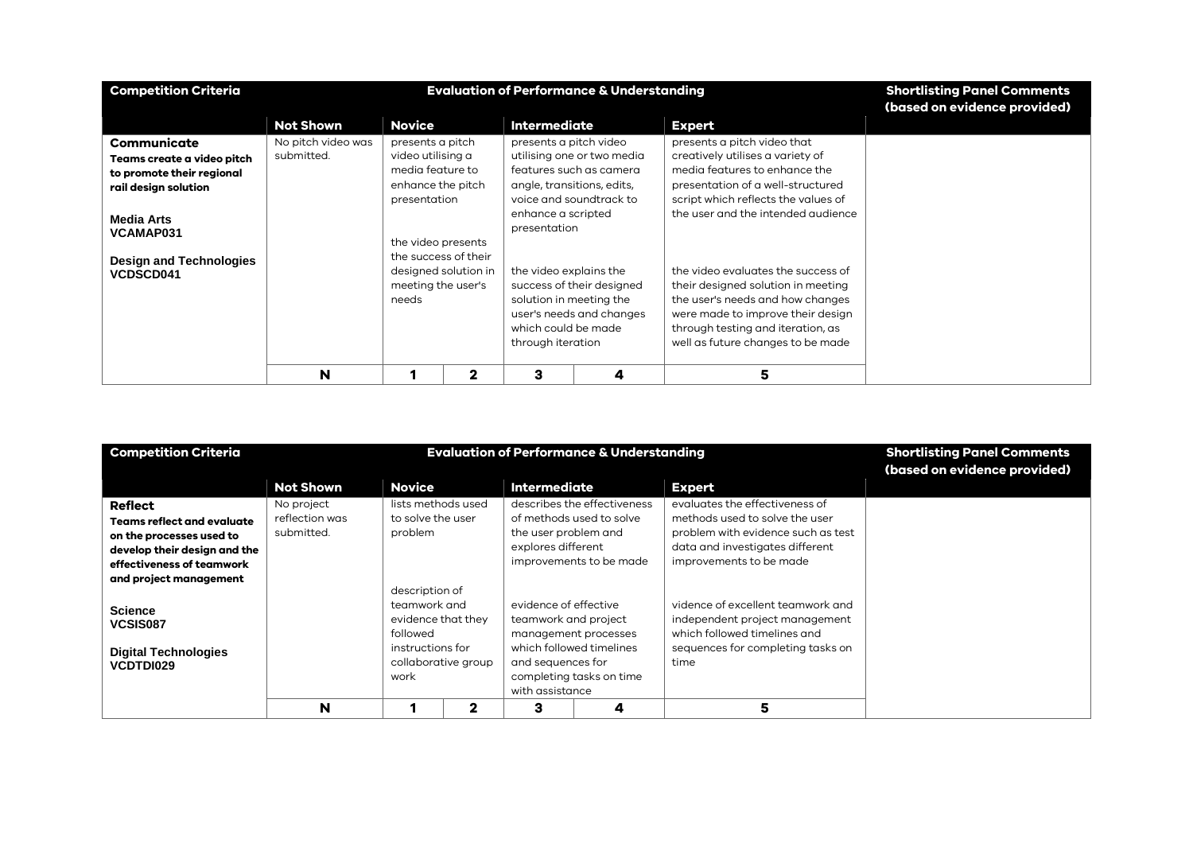| Competition Criteria | Evaluation of Performance & Understanding | | | | | | Shortlisting Panel Comments (based on evidence provided) |
|---|---|---|---|---|---|---|---|
| | Not Shown | Novice | | Intermediate | | Expert | |
| **Communicate**<br>**Teams create a video pitch to promote their regional rail design solution**<br><br>**Media Arts**<br>**VCAMAP031**<br><br>**Design and Technologies**<br>**VCDSCD041** | No pitch video was submitted. | presents a pitch video utilising a media feature to enhance the pitch presentation<br><br>the video presents the success of their designed solution in meeting the user's needs | | presents a pitch video utilising one or two media features such as camera angle, transitions, edits, voice and soundtrack to enhance a scripted presentation<br><br>the video explains the success of their designed solution in meeting the user's needs and changes which could be made through iteration | | presents a pitch video that creatively utilises a variety of media features to enhance the presentation of a well-structured script which reflects the values of the user and the intended audience<br><br>the video evaluates the success of their designed solution in meeting the user's needs and how changes were made to improve their design through testing and iteration, as well as future changes to be made | |
| | **N** | **1** | **2** | **3** | **4** | **5** | |

| Competition Criteria | Evaluation of Performance & Understanding | | | | | | Shortlisting Panel Comments (based on evidence provided) |
|---|---|---|---|---|---|---|---|
| | Not Shown | Novice | | Intermediate | | Expert | |
| **Reflect**<br>**Teams reflect and evaluate on the processes used to develop their design and the effectiveness of teamwork and project management**<br><br>**Science**<br>**VCSIS087**<br><br>**Digital Technologies**<br>**VCDTDI029** | No project reflection was submitted. | lists methods used to solve the user problem<br><br>description of teamwork and evidence that they followed instructions for collaborative group work | | describes the effectiveness of methods used to solve the user problem and explores different improvements to be made<br><br>evidence of effective teamwork and project management processes which followed timelines and sequences for completing tasks on time with assistance | | evaluates the effectiveness of methods used to solve the user problem with evidence such as test data and investigates different improvements to be made<br><br>vidence of excellent teamwork and independent project management which followed timelines and sequences for completing tasks on time | |
| | **N** | **1** | **2** | **3** | **4** | **5** | |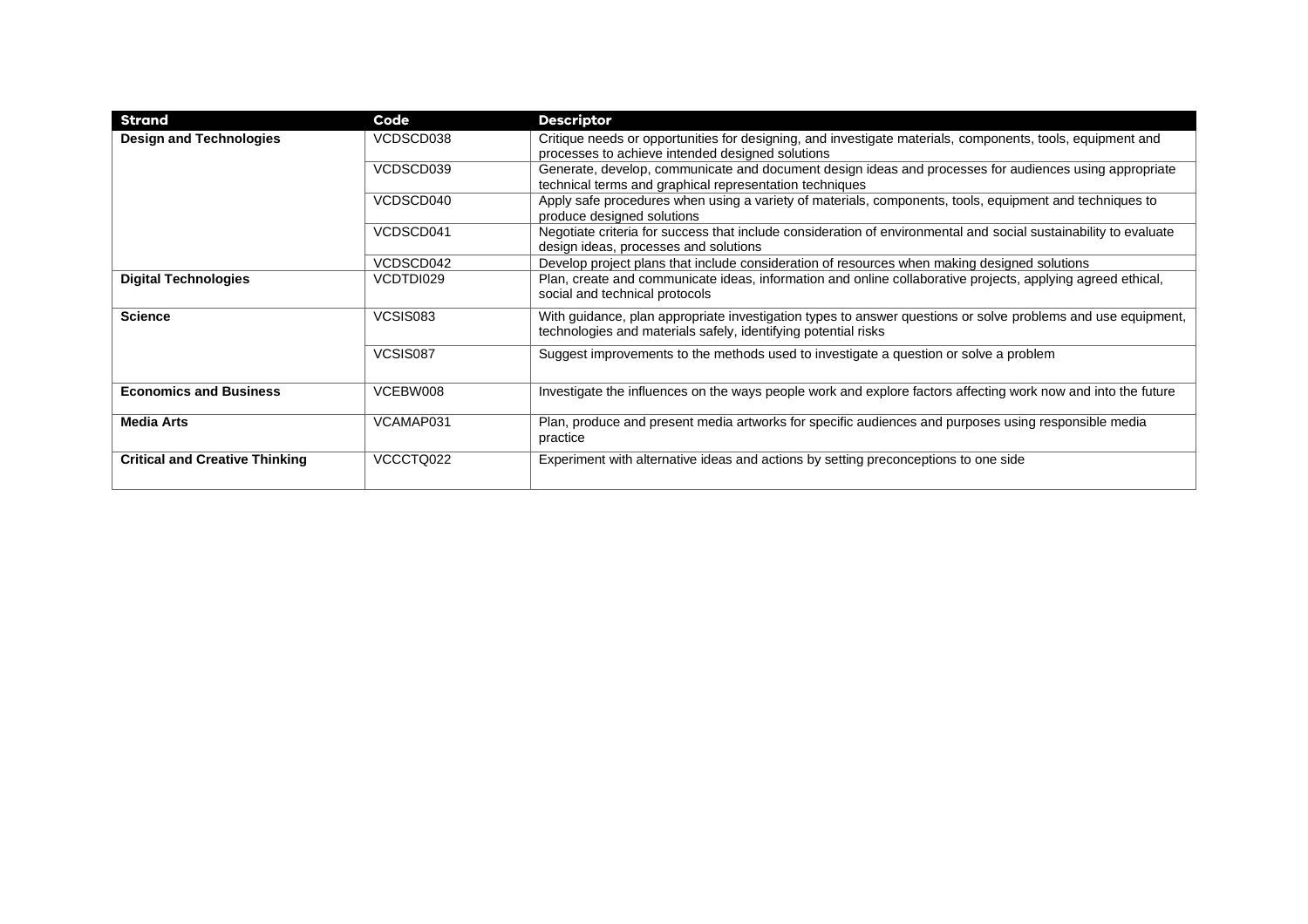| Strand | Code | Descriptor |
| --- | --- | --- |
| **Design and Technologies** | VCDSCD038 | Critique needs or opportunities for designing, and investigate materials, components, tools, equipment and processes to achieve intended designed solutions |
| | VCDSCD039 | Generate, develop, communicate and document design ideas and processes for audiences using appropriate technical terms and graphical representation techniques |
| | VCDSCD040 | Apply safe procedures when using a variety of materials, components, tools, equipment and techniques to produce designed solutions |
| | VCDSCD041 | Negotiate criteria for success that include consideration of environmental and social sustainability to evaluate design ideas, processes and solutions |
| | VCDSCD042 | Develop project plans that include consideration of resources when making designed solutions |
| **Digital Technologies** | VCDTDI029 | Plan, create and communicate ideas, information and online collaborative projects, applying agreed ethical, social and technical protocols |
| **Science** | VCSIS083 | With guidance, plan appropriate investigation types to answer questions or solve problems and use equipment, technologies and materials safely, identifying potential risks |
| | VCSIS087 | Suggest improvements to the methods used to investigate a question or solve a problem |
| **Economics and Business** | VCEBW008 | Investigate the influences on the ways people work and explore factors affecting work now and into the future |
| **Media Arts** | VCAMAP031 | Plan, produce and present media artworks for specific audiences and purposes using responsible media practice |
| **Critical and Creative Thinking** | VCCCTQ022 | Experiment with alternative ideas and actions by setting preconceptions to one side |